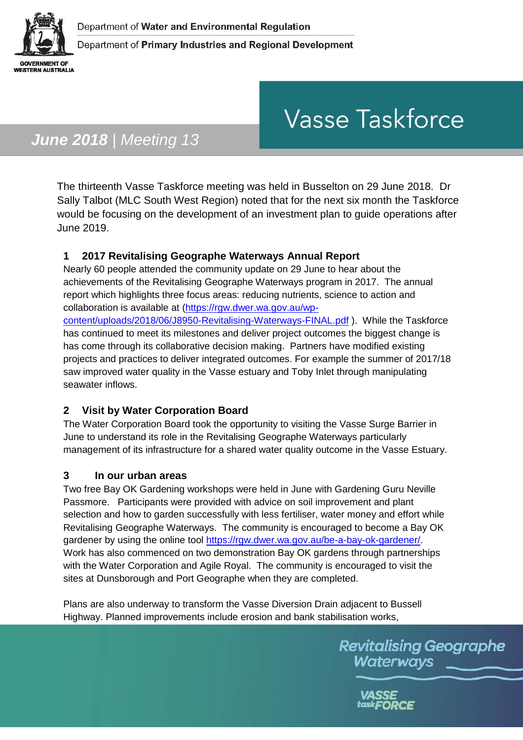Department of **Water and Environmental Regulation**

Department of **Primary Industries and Regional Development**

GOVERNMENT OF WESTERN AUSTRALIA

# Vasse Taskforce

## ***June 2018*** | *Meeting 13*

The thirteenth Vasse Taskforce meeting was held in Busselton on 29 June 2018. Dr Sally Talbot (MLC South West Region) noted that for the next six month the Taskforce would be focusing on the development of an investment plan to guide operations after June 2019.

### 1 2017 Revitalising Geographe Waterways Annual Report

Nearly 60 people attended the community update on 29 June to hear about the achievements of the Revitalising Geographe Waterways program in 2017. The annual report which highlights three focus areas: reducing nutrients, science to action and collaboration is available at (https://rgw.dwer.wa.gov.au/wp-content/uploads/2018/06/J8950-Revitalising-Waterways-FINAL.pdf ). While the Taskforce has continued to meet its milestones and deliver project outcomes the biggest change is has come through its collaborative decision making. Partners have modified existing projects and practices to deliver integrated outcomes. For example the summer of 2017/18 saw improved water quality in the Vasse estuary and Toby Inlet through manipulating seawater inflows.

### 2 Visit by Water Corporation Board

The Water Corporation Board took the opportunity to visiting the Vasse Surge Barrier in June to understand its role in the Revitalising Geographe Waterways particularly management of its infrastructure for a shared water quality outcome in the Vasse Estuary.

### 3 In our urban areas

Two free Bay OK Gardening workshops were held in June with Gardening Guru Neville Passmore. Participants were provided with advice on soil improvement and plant selection and how to garden successfully with less fertiliser, water money and effort while Revitalising Geographe Waterways. The community is encouraged to become a Bay OK gardener by using the online tool https://rgw.dwer.wa.gov.au/be-a-bay-ok-gardener/. Work has also commenced on two demonstration Bay OK gardens through partnerships with the Water Corporation and Agile Royal. The community is encouraged to visit the sites at Dunsborough and Port Geographe when they are completed.

Plans are also underway to transform the Vasse Diversion Drain adjacent to Bussell Highway. Planned improvements include erosion and bank stabilisation works,

Revitalising Geographe Waterways

VASSE taskFORCE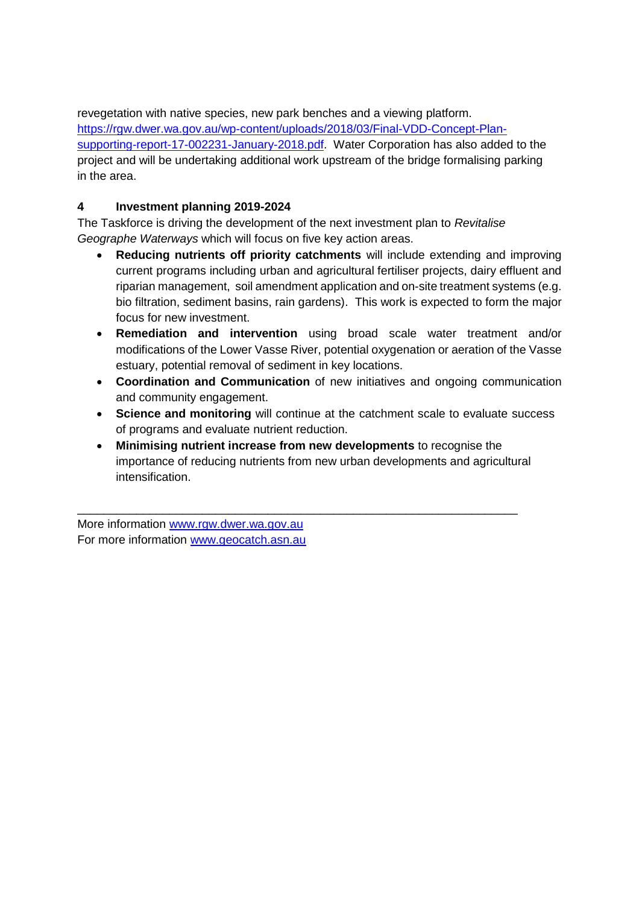revegetation with native species, new park benches and a viewing platform. [https://rgw.dwer.wa.gov.au/wp-content/uploads/2018/03/Final-VDD-Concept-Plan-supporting-report-17-002231-January-2018.pdf](https://rgw.dwer.wa.gov.au/wp-content/uploads/2018/03/Final-VDD-Concept-Plan-supporting-report-17-002231-January-2018.pdf). Water Corporation has also added to the project and will be undertaking additional work upstream of the bridge formalising parking in the area.

## 4 Investment planning 2019-2024

The Taskforce is driving the development of the next investment plan to *Revitalise Geographe Waterways* which will focus on five key action areas.

- **Reducing nutrients off priority catchments** will include extending and improving current programs including urban and agricultural fertiliser projects, dairy effluent and riparian management, soil amendment application and on-site treatment systems (e.g. bio filtration, sediment basins, rain gardens). This work is expected to form the major focus for new investment.
- **Remediation and intervention** using broad scale water treatment and/or modifications of the Lower Vasse River, potential oxygenation or aeration of the Vasse estuary, potential removal of sediment in key locations.
- **Coordination and Communication** of new initiatives and ongoing communication and community engagement.
- **Science and monitoring** will continue at the catchment scale to evaluate success of programs and evaluate nutrient reduction.
- **Minimising nutrient increase from new developments** to recognise the importance of reducing nutrients from new urban developments and agricultural intensification.

---

More information [www.rgw.dwer.wa.gov.au](http://www.rgw.dwer.wa.gov.au)
For more information [www.geocatch.asn.au](http://www.geocatch.asn.au)